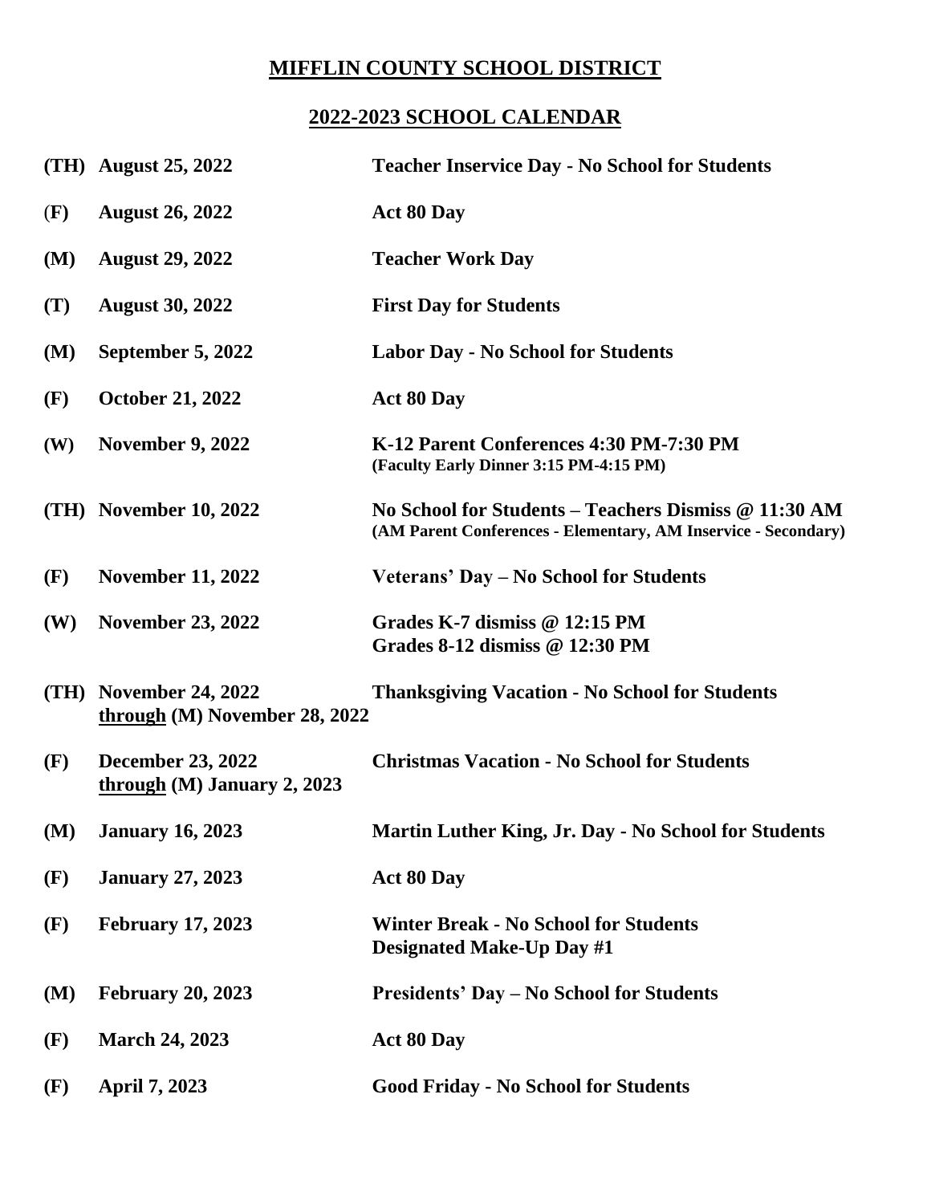# MIFFLIN COUNTY SCHOOL DISTRICT

## 2022-2023 SCHOOL CALENDAR

| | Date | Event |
|---|---|---|
| **(TH)** | **August 25, 2022** | **Teacher Inservice Day - No School for Students** |
| **(F)** | **August 26, 2022** | **Act 80 Day** |
| **(M)** | **August 29, 2022** | **Teacher Work Day** |
| **(T)** | **August 30, 2022** | **First Day for Students** |
| **(M)** | **September 5, 2022** | **Labor Day - No School for Students** |
| **(F)** | **October 21, 2022** | **Act 80 Day** |
| **(W)** | **November 9, 2022** | **K-12 Parent Conferences 4:30 PM-7:30 PM** (Faculty Early Dinner 3:15 PM-4:15 PM) |
| **(TH)** | **November 10, 2022** | **No School for Students – Teachers Dismiss @ 11:30 AM** (AM Parent Conferences - Elementary, AM Inservice - Secondary) |
| **(F)** | **November 11, 2022** | **Veterans' Day – No School for Students** |
| **(W)** | **November 23, 2022** | **Grades K-7 dismiss @ 12:15 PM**<br>**Grades 8-12 dismiss @ 12:30 PM** |
| **(TH)** | **November 24, 2022 through (M) November 28, 2022** | **Thanksgiving Vacation - No School for Students** |
| **(F)** | **December 23, 2022 through (M) January 2, 2023** | **Christmas Vacation - No School for Students** |
| **(M)** | **January 16, 2023** | **Martin Luther King, Jr. Day - No School for Students** |
| **(F)** | **January 27, 2023** | **Act 80 Day** |
| **(F)** | **February 17, 2023** | **Winter Break - No School for Students**<br>**Designated Make-Up Day #1** |
| **(M)** | **February 20, 2023** | **Presidents' Day – No School for Students** |
| **(F)** | **March 24, 2023** | **Act 80 Day** |
| **(F)** | **April 7, 2023** | **Good Friday - No School for Students** |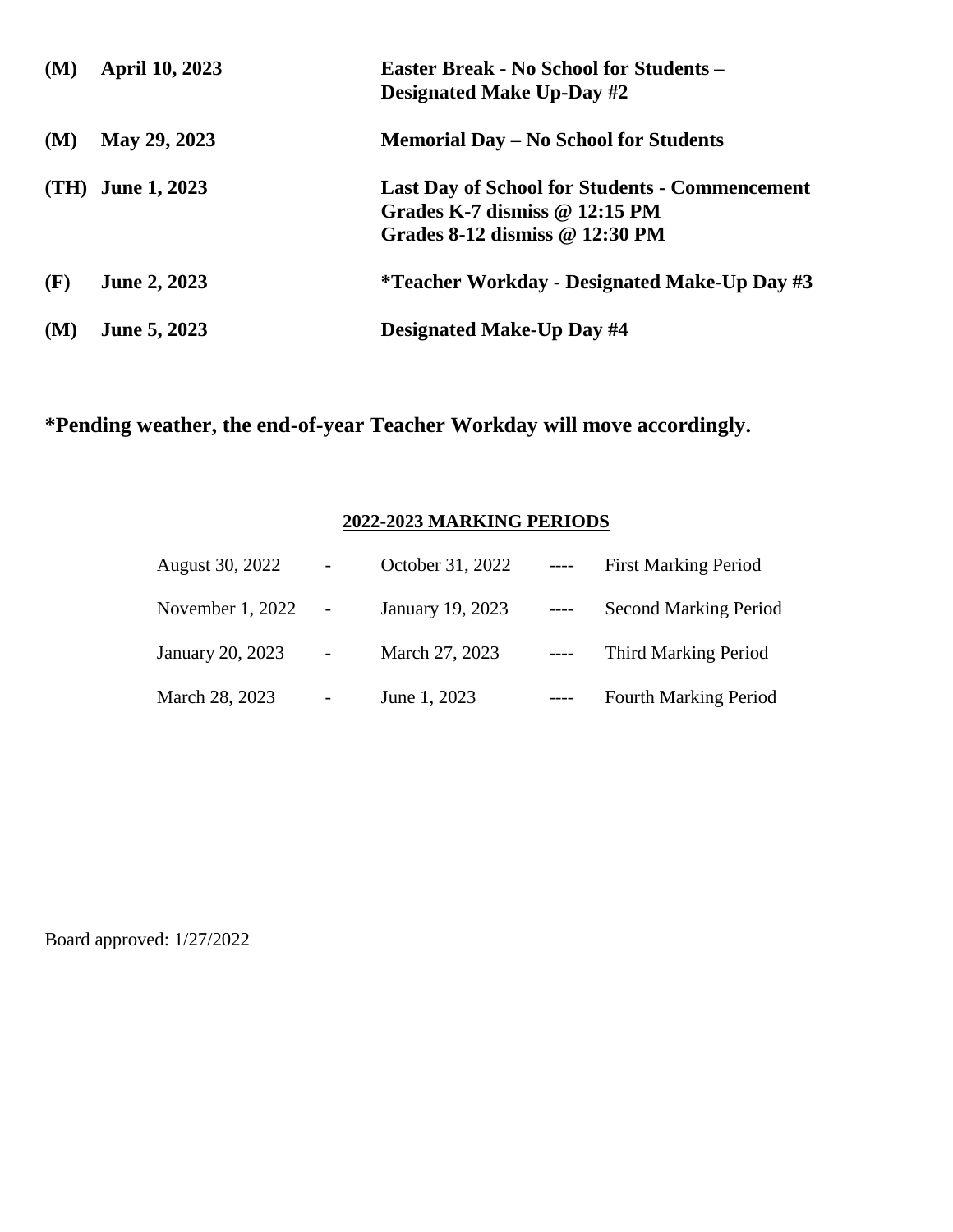| | | |
|---|---|---|
| **(M)** | **April 10, 2023** | **Easter Break - No School for Students – Designated Make Up-Day #2** |
| **(M)** | **May 29, 2023** | **Memorial Day – No School for Students** |
| **(TH)** | **June 1, 2023** | **Last Day of School for Students - Commencement**<br>**Grades K-7 dismiss @ 12:15 PM**<br>**Grades 8-12 dismiss @ 12:30 PM** |
| **(F)** | **June 2, 2023** | ***Teacher Workday - Designated Make-Up Day #3** |
| **(M)** | **June 5, 2023** | **Designated Make-Up Day #4** |

**\*Pending weather, the end-of-year Teacher Workday will move accordingly.**

## 2022-2023 MARKING PERIODS

| | | | | |
|---|---|---|---|---|
| August 30, 2022 | - | October 31, 2022 | ---- | First Marking Period |
| November 1, 2022 | - | January 19, 2023 | ---- | Second Marking Period |
| January 20, 2023 | - | March 27, 2023 | ---- | Third Marking Period |
| March 28, 2023 | - | June 1, 2023 | ---- | Fourth Marking Period |

Board approved: 1/27/2022